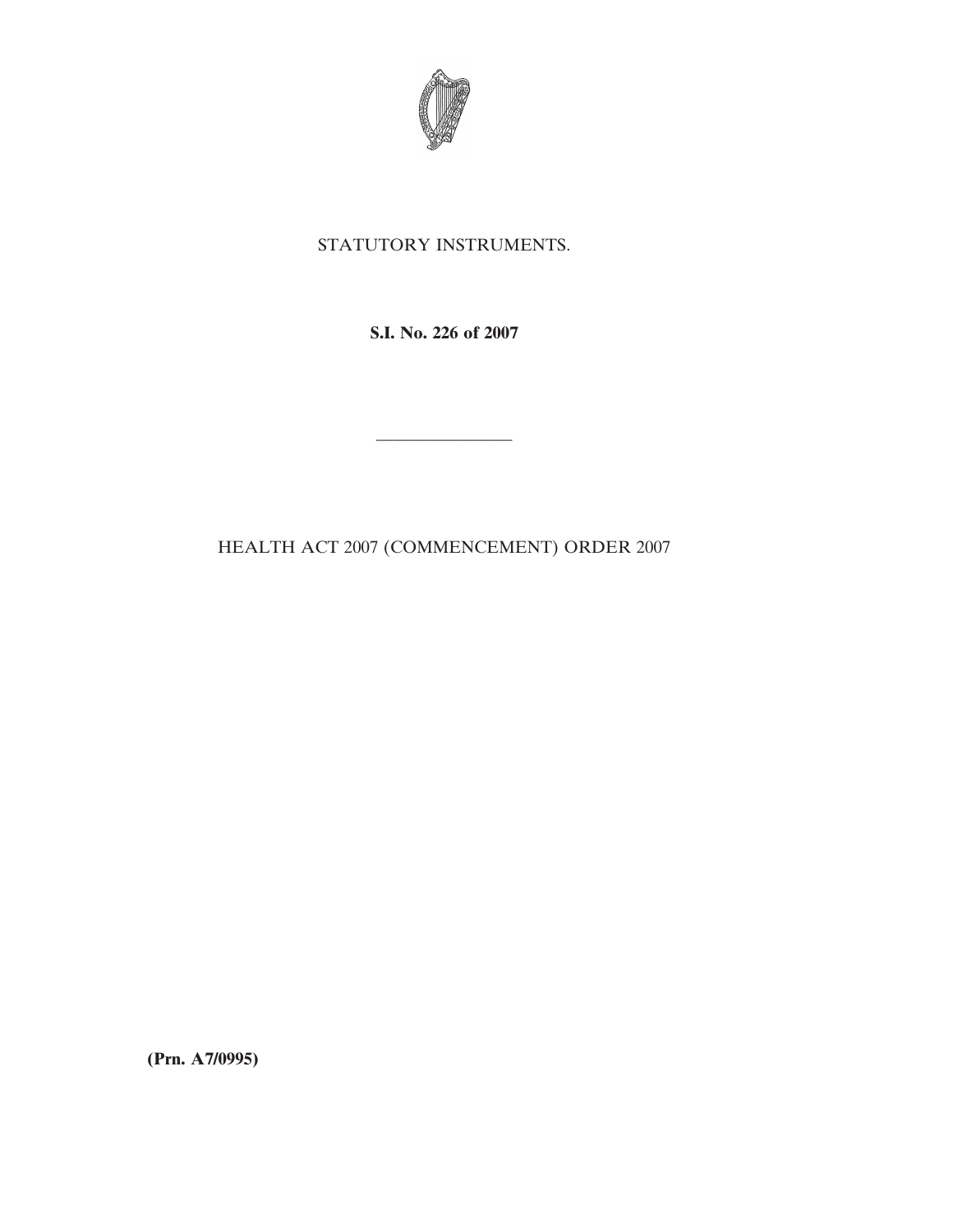STATUTORY INSTRUMENTS.

**S.I. No. 226 of 2007**

---

HEALTH ACT 2007 (COMMENCEMENT) ORDER 2007

**(Prn. A7/0995)**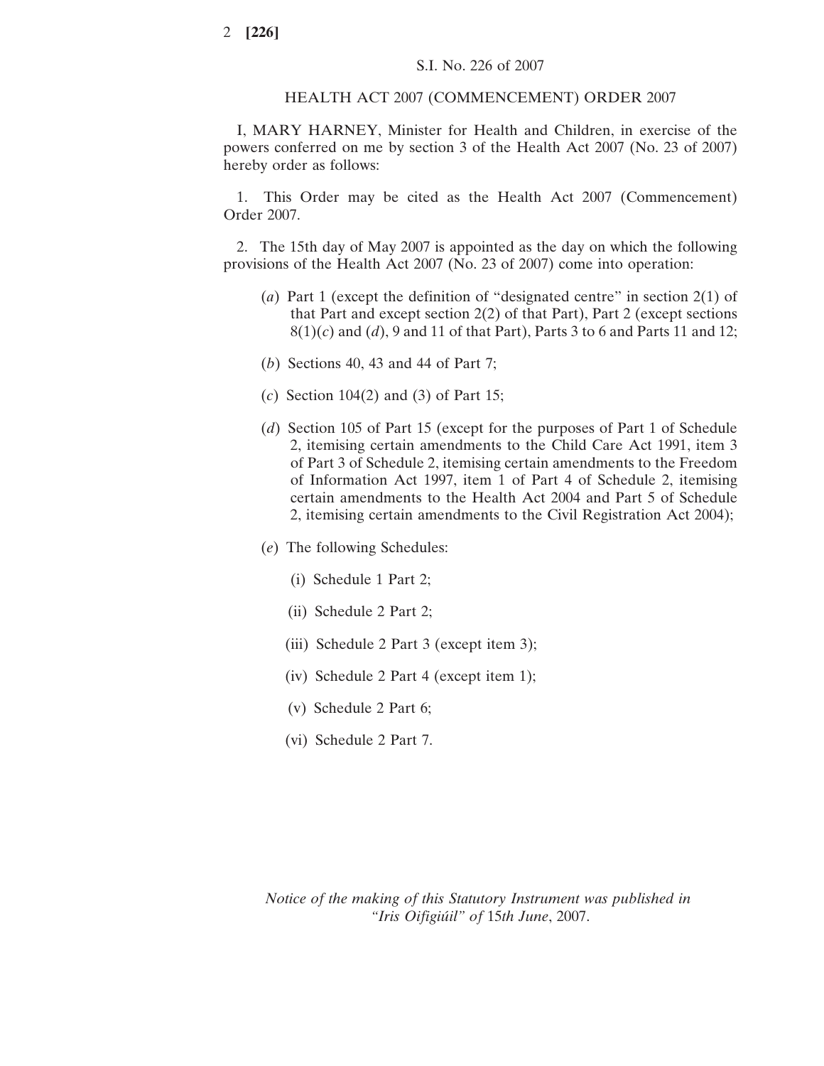S.I. No. 226 of 2007

HEALTH ACT 2007 (COMMENCEMENT) ORDER 2007

I, MARY HARNEY, Minister for Health and Children, in exercise of the powers conferred on me by section 3 of the Health Act 2007 (No. 23 of 2007) hereby order as follows:

1. This Order may be cited as the Health Act 2007 (Commencement) Order 2007.

2. The 15th day of May 2007 is appointed as the day on which the following provisions of the Health Act 2007 (No. 23 of 2007) come into operation:

(*a*) Part 1 (except the definition of "designated centre" in section 2(1) of that Part and except section 2(2) of that Part), Part 2 (except sections 8(1)(*c*) and (*d*), 9 and 11 of that Part), Parts 3 to 6 and Parts 11 and 12;

(*b*) Sections 40, 43 and 44 of Part 7;

(*c*) Section 104(2) and (3) of Part 15;

(*d*) Section 105 of Part 15 (except for the purposes of Part 1 of Schedule 2, itemising certain amendments to the Child Care Act 1991, item 3 of Part 3 of Schedule 2, itemising certain amendments to the Freedom of Information Act 1997, item 1 of Part 4 of Schedule 2, itemising certain amendments to the Health Act 2004 and Part 5 of Schedule 2, itemising certain amendments to the Civil Registration Act 2004);

(*e*) The following Schedules:

(i) Schedule 1 Part 2;

(ii) Schedule 2 Part 2;

(iii) Schedule 2 Part 3 (except item 3);

(iv) Schedule 2 Part 4 (except item 1);

(v) Schedule 2 Part 6;

(vi) Schedule 2 Part 7.

*Notice of the making of this Statutory Instrument was published in "Iris Oifigiúil" of* 15*th June*, 2007.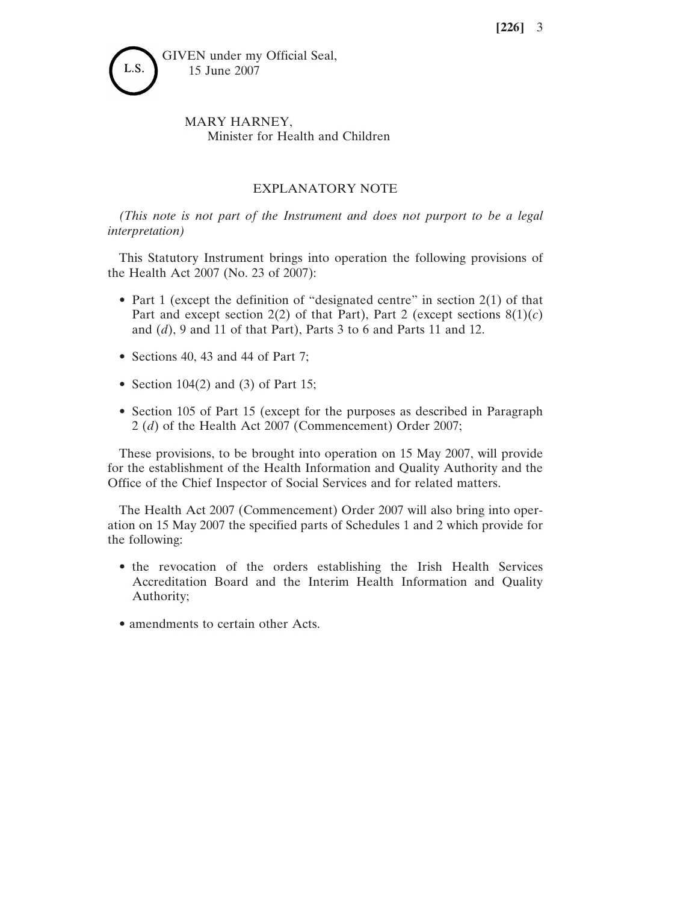L.S.

GIVEN under my Official Seal,
15 June 2007

MARY HARNEY,
Minister for Health and Children

## EXPLANATORY NOTE

*(This note is not part of the Instrument and does not purport to be a legal interpretation)*

This Statutory Instrument brings into operation the following provisions of the Health Act 2007 (No. 23 of 2007):

- Part 1 (except the definition of "designated centre" in section 2(1) of that Part and except section 2(2) of that Part), Part 2 (except sections 8(1)(*c*) and (*d*), 9 and 11 of that Part), Parts 3 to 6 and Parts 11 and 12.
- Sections 40, 43 and 44 of Part 7;
- Section 104(2) and (3) of Part 15;
- Section 105 of Part 15 (except for the purposes as described in Paragraph 2 (*d*) of the Health Act 2007 (Commencement) Order 2007;

These provisions, to be brought into operation on 15 May 2007, will provide for the establishment of the Health Information and Quality Authority and the Office of the Chief Inspector of Social Services and for related matters.

The Health Act 2007 (Commencement) Order 2007 will also bring into operation on 15 May 2007 the specified parts of Schedules 1 and 2 which provide for the following:

- the revocation of the orders establishing the Irish Health Services Accreditation Board and the Interim Health Information and Quality Authority;
- amendments to certain other Acts.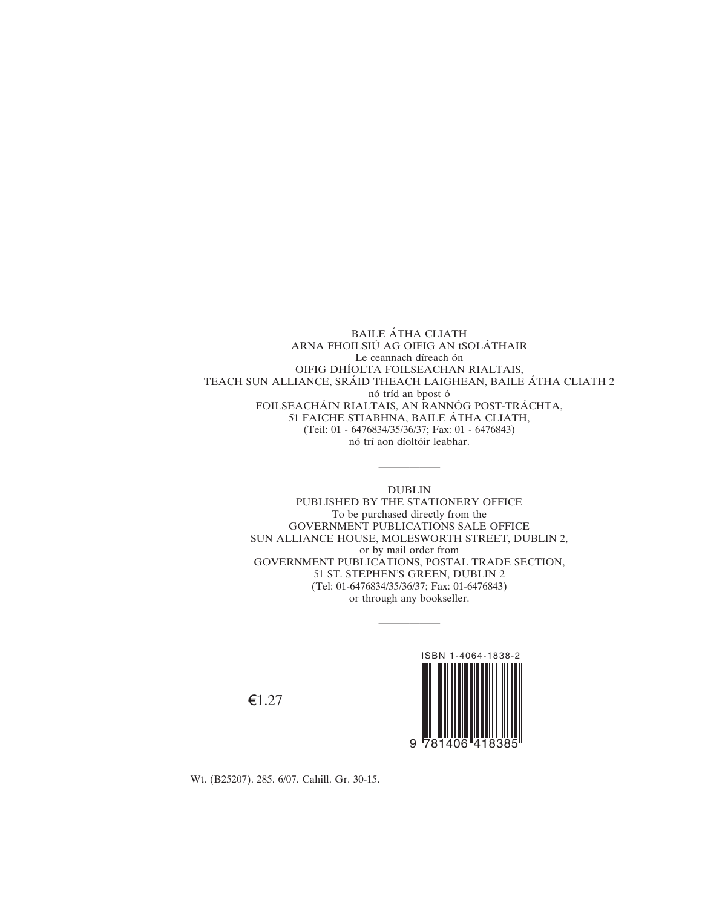BAILE ÁTHA CLIATH
ARNA FHOILSIÚ AG OIFIG AN tSOLÁTHAIR
Le ceannach díreach ón
OIFIG DHÍOLTA FOILSEACHAN RIALTAIS,
TEACH SUN ALLIANCE, SRÁID THEACH LAIGHEAN, BAILE ÁTHA CLIATH 2
nó tríd an bpost ó
FOILSEACHÁIN RIALTAIS, AN RANNÓG POST-TRÁCHTA,
51 FAICHE STIABHNA, BAILE ÁTHA CLIATH,
(Teil: 01 - 6476834/35/36/37; Fax: 01 - 6476843)
nó trí aon díoltóir leabhar.

---

DUBLIN
PUBLISHED BY THE STATIONERY OFFICE
To be purchased directly from the
GOVERNMENT PUBLICATIONS SALE OFFICE
SUN ALLIANCE HOUSE, MOLESWORTH STREET, DUBLIN 2,
or by mail order from
GOVERNMENT PUBLICATIONS, POSTAL TRADE SECTION,
51 ST. STEPHEN'S GREEN, DUBLIN 2
(Tel: 01-6476834/35/36/37; Fax: 01-6476843)
or through any bookseller.

---

ISBN 1-4064-1838-2

9 781406 418385

€1.27

Wt. (B25207). 285. 6/07. Cahill. Gr. 30-15.